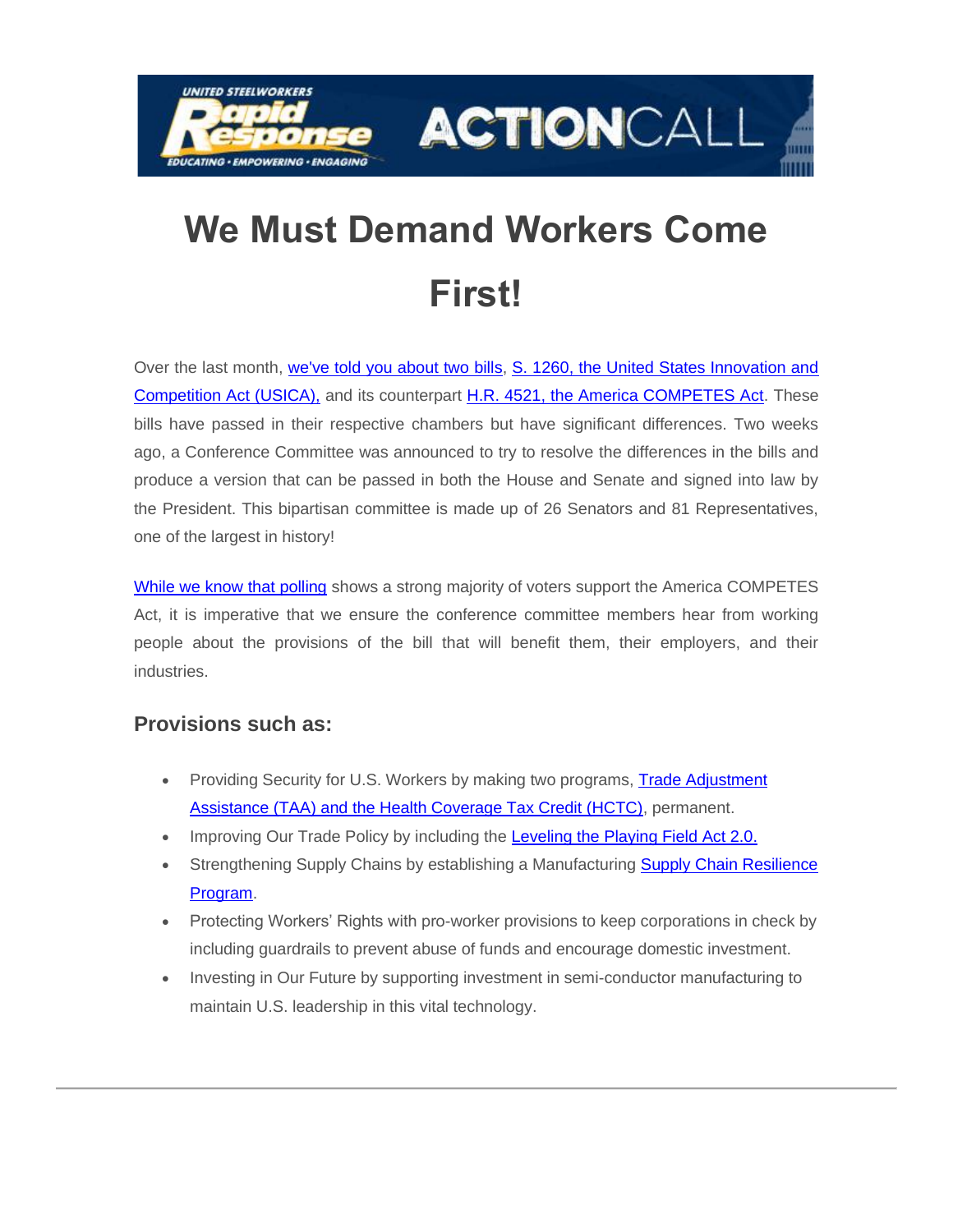# We Must Demand Workers Come First!

Over the last month, we've told you about two bills, S. 1260, the United States Innovation and Competition Act (USICA), and its counterpart H.R. 4521, the America COMPETES Act. These bills have passed in their respective chambers but have significant differences. Two weeks ago, a Conference Committee was announced to try to resolve the differences in the bills and produce a version that can be passed in both the House and Senate and signed into law by the President. This bipartisan committee is made up of 26 Senators and 81 Representatives, one of the largest in history!

While we know that polling shows a strong majority of voters support the America COMPETES Act, it is imperative that we ensure the conference committee members hear from working people about the provisions of the bill that will benefit them, their employers, and their industries.

### Provisions such as:

- Providing Security for U.S. Workers by making two programs, Trade Adjustment Assistance (TAA) and the Health Coverage Tax Credit (HCTC), permanent.
- Improving Our Trade Policy by including the Leveling the Playing Field Act 2.0.
- Strengthening Supply Chains by establishing a Manufacturing Supply Chain Resilience Program.
- Protecting Workers' Rights with pro-worker provisions to keep corporations in check by including guardrails to prevent abuse of funds and encourage domestic investment.
- Investing in Our Future by supporting investment in semi-conductor manufacturing to maintain U.S. leadership in this vital technology.

---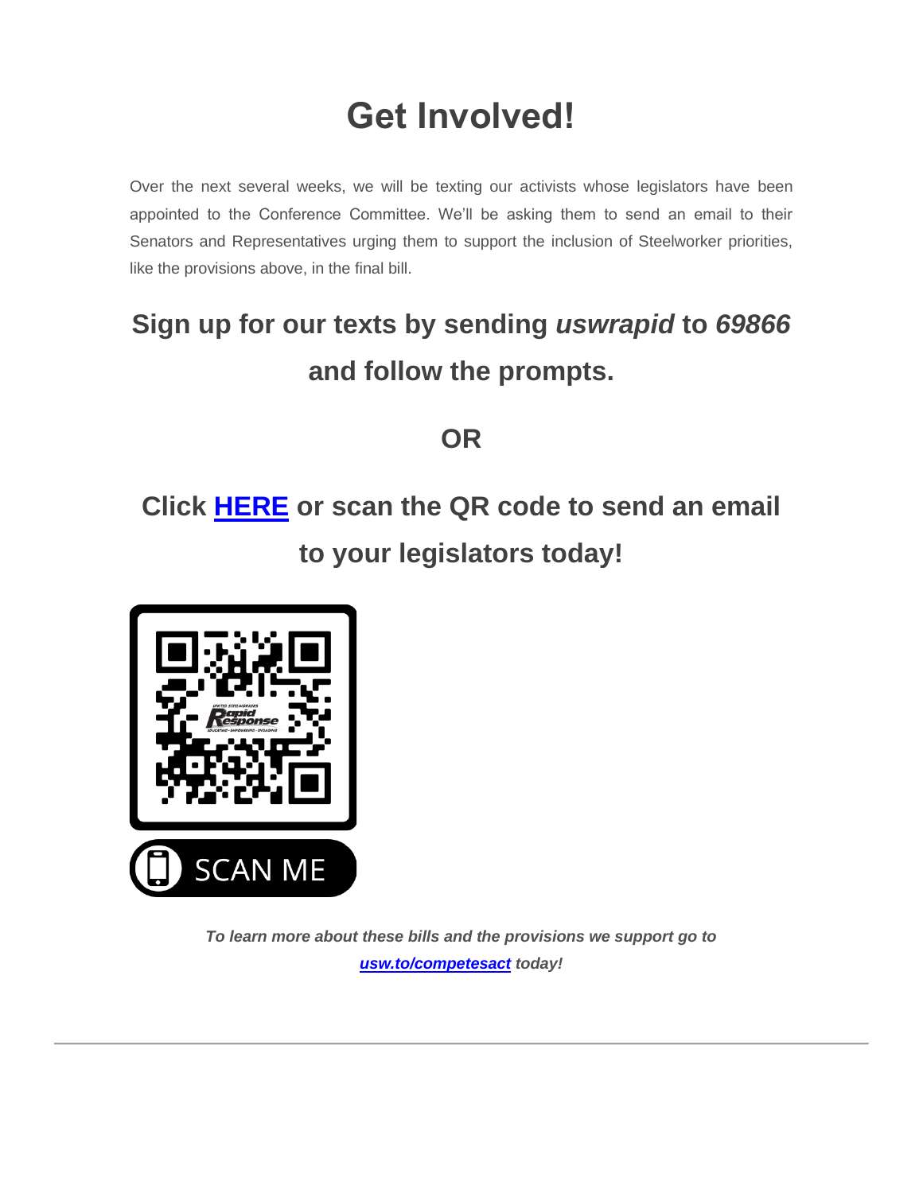# Get Involved!

Over the next several weeks, we will be texting our activists whose legislators have been appointed to the Conference Committee. We'll be asking them to send an email to their Senators and Representatives urging them to support the inclusion of Steelworker priorities, like the provisions above, in the final bill.

## Sign up for our texts by sending *uswrapid* to *69866* and follow the prompts.

## OR

## Click HERE or scan the QR code to send an email to your legislators today!

SCAN ME

***To learn more about these bills and the provisions we support go to usw.to/competesact today!***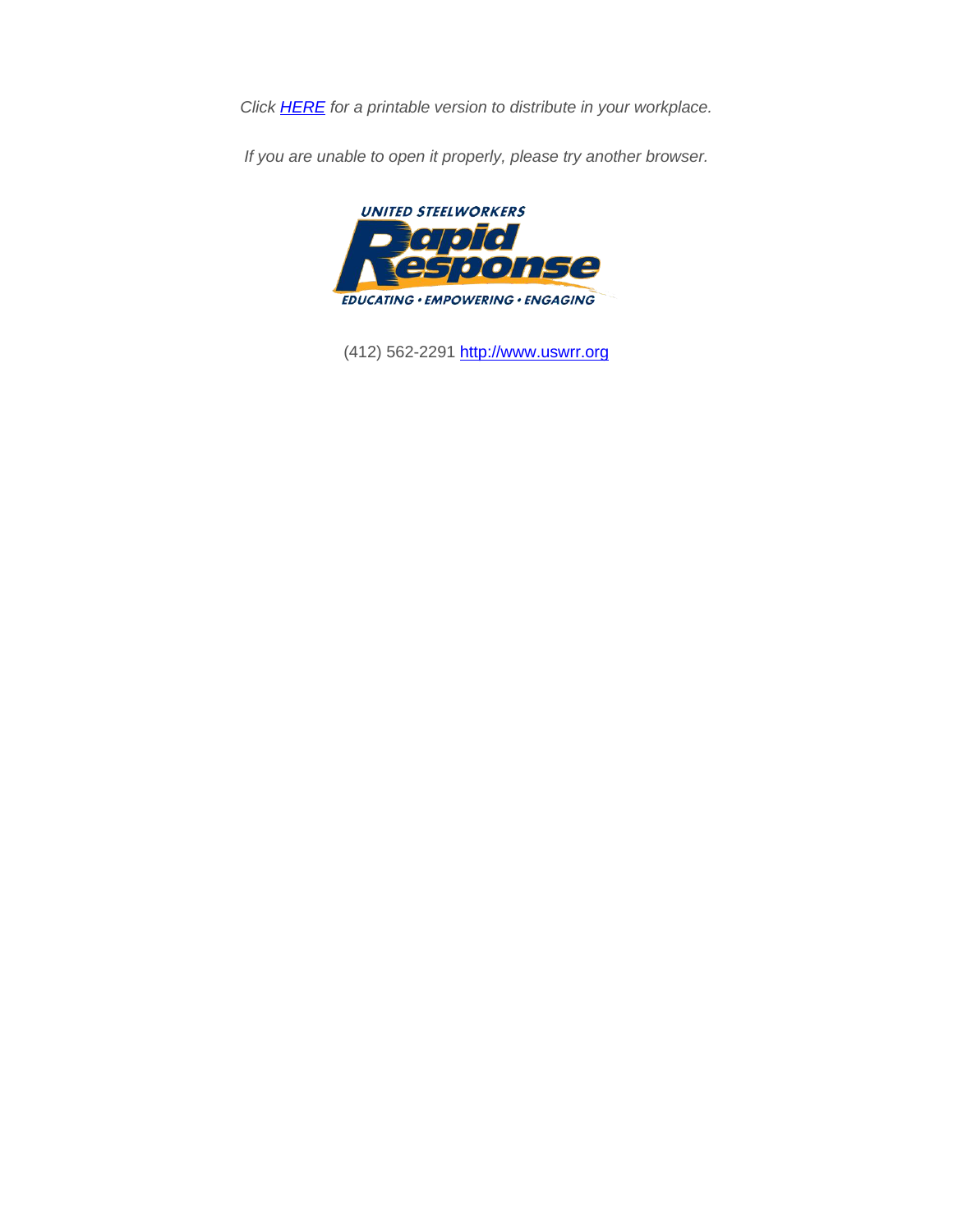*Click [HERE](#) for a printable version to distribute in your workplace.*

*If you are unable to open it properly, please try another browser.*

UNITED STEELWORKERS

Rapid Response

EDUCATING • EMPOWERING • ENGAGING

(412) 562-2291 [http://www.uswrr.org](http://www.uswrr.org)